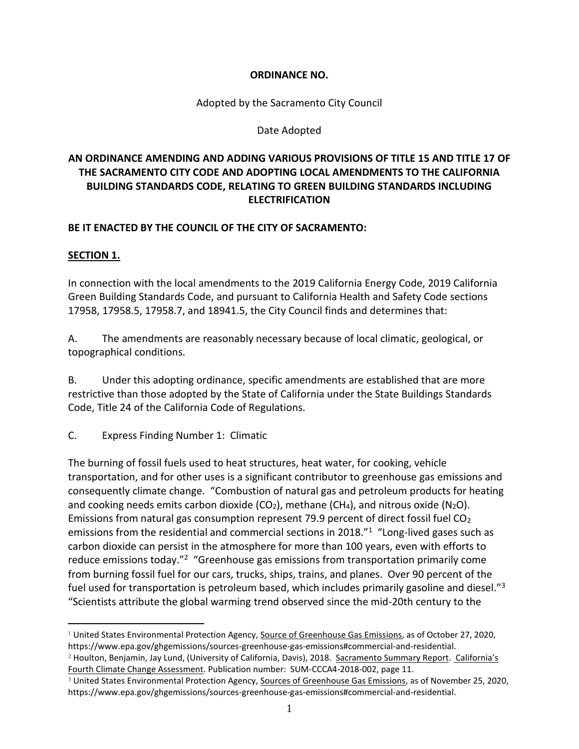**ORDINANCE NO.**

Adopted by the Sacramento City Council

Date Adopted

**AN ORDINANCE AMENDING AND ADDING VARIOUS PROVISIONS OF TITLE 15 AND TITLE 17 OF THE SACRAMENTO CITY CODE AND ADOPTING LOCAL AMENDMENTS TO THE CALIFORNIA BUILDING STANDARDS CODE, RELATING TO GREEN BUILDING STANDARDS INCLUDING ELECTRIFICATION**

**BE IT ENACTED BY THE COUNCIL OF THE CITY OF SACRAMENTO:**

**SECTION 1.**

In connection with the local amendments to the 2019 California Energy Code, 2019 California Green Building Standards Code, and pursuant to California Health and Safety Code sections 17958, 17958.5, 17958.7, and 18941.5, the City Council finds and determines that:

A. The amendments are reasonably necessary because of local climatic, geological, or topographical conditions.

B. Under this adopting ordinance, specific amendments are established that are more restrictive than those adopted by the State of California under the State Buildings Standards Code, Title 24 of the California Code of Regulations.

C. Express Finding Number 1: Climatic

The burning of fossil fuels used to heat structures, heat water, for cooking, vehicle transportation, and for other uses is a significant contributor to greenhouse gas emissions and consequently climate change. "Combustion of natural gas and petroleum products for heating and cooking needs emits carbon dioxide ($CO_2$), methane ($CH_4$), and nitrous oxide ($N_2O$). Emissions from natural gas consumption represent 79.9 percent of direct fossil fuel $CO_2$ emissions from the residential and commercial sections in 2018."[1] "Long-lived gases such as carbon dioxide can persist in the atmosphere for more than 100 years, even with efforts to reduce emissions today."[2] "Greenhouse gas emissions from transportation primarily come from burning fossil fuel for our cars, trucks, ships, trains, and planes. Over 90 percent of the fuel used for transportation is petroleum based, which includes primarily gasoline and diesel."[3] "Scientists attribute the global warming trend observed since the mid-20th century to the

---

[1] United States Environmental Protection Agency, Source of Greenhouse Gas Emissions, as of October 27, 2020, https://www.epa.gov/ghgemissions/sources-greenhouse-gas-emissions#commercial-and-residential.

[2] Houlton, Benjamin, Jay Lund, (University of California, Davis), 2018. Sacramento Summary Report. California's Fourth Climate Change Assessment. Publication number: SUM-CCCA4-2018-002, page 11.

[3] United States Environmental Protection Agency, Sources of Greenhouse Gas Emissions, as of November 25, 2020, https://www.epa.gov/ghgemissions/sources-greenhouse-gas-emissions#commercial-and-residential.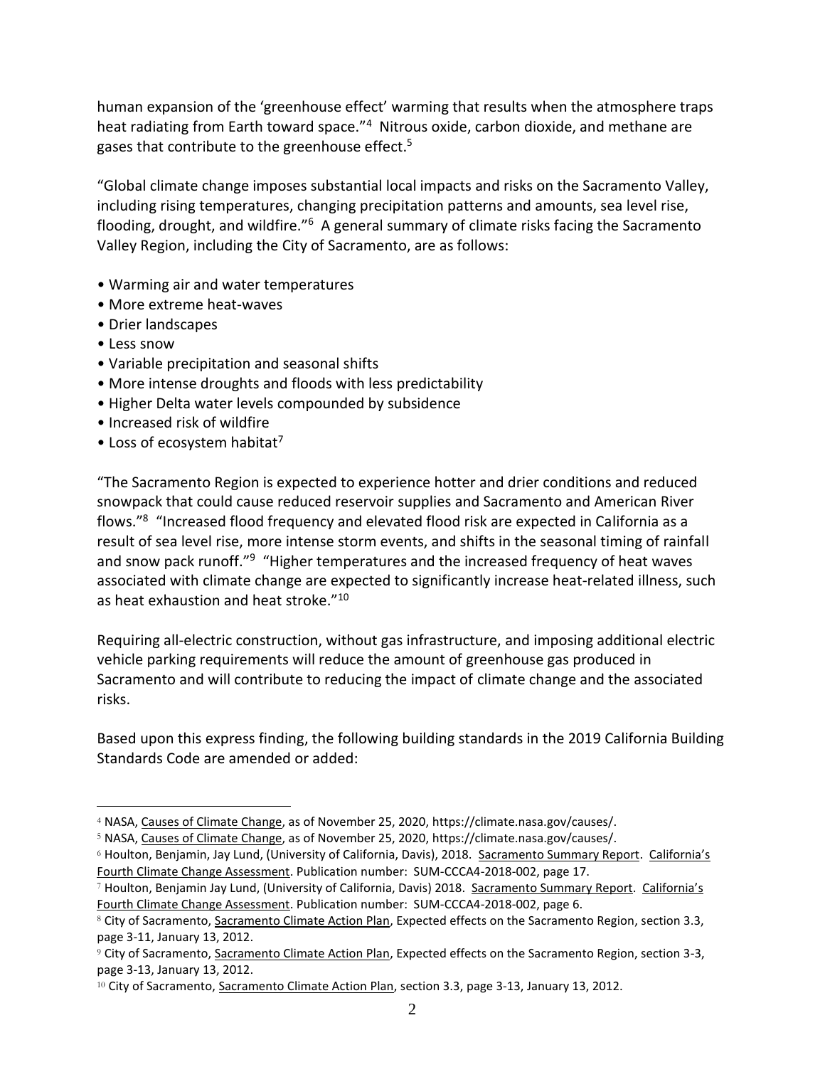human expansion of the 'greenhouse effect' warming that results when the atmosphere traps heat radiating from Earth toward space."[4] Nitrous oxide, carbon dioxide, and methane are gases that contribute to the greenhouse effect.[5]

"Global climate change imposes substantial local impacts and risks on the Sacramento Valley, including rising temperatures, changing precipitation patterns and amounts, sea level rise, flooding, drought, and wildfire."[6] A general summary of climate risks facing the Sacramento Valley Region, including the City of Sacramento, are as follows:

- Warming air and water temperatures
- More extreme heat-waves
- Drier landscapes
- Less snow
- Variable precipitation and seasonal shifts
- More intense droughts and floods with less predictability
- Higher Delta water levels compounded by subsidence
- Increased risk of wildfire
- Loss of ecosystem habitat[7]

"The Sacramento Region is expected to experience hotter and drier conditions and reduced snowpack that could cause reduced reservoir supplies and Sacramento and American River flows."[8] "Increased flood frequency and elevated flood risk are expected in California as a result of sea level rise, more intense storm events, and shifts in the seasonal timing of rainfall and snow pack runoff."[9] "Higher temperatures and the increased frequency of heat waves associated with climate change are expected to significantly increase heat-related illness, such as heat exhaustion and heat stroke."[10]

Requiring all-electric construction, without gas infrastructure, and imposing additional electric vehicle parking requirements will reduce the amount of greenhouse gas produced in Sacramento and will contribute to reducing the impact of climate change and the associated risks.

Based upon this express finding, the following building standards in the 2019 California Building Standards Code are amended or added:

---

[4] NASA, Causes of Climate Change, as of November 25, 2020, https://climate.nasa.gov/causes/.

[5] NASA, Causes of Climate Change, as of November 25, 2020, https://climate.nasa.gov/causes/.

[6] Houlton, Benjamin, Jay Lund, (University of California, Davis), 2018. Sacramento Summary Report. California's Fourth Climate Change Assessment. Publication number: SUM-CCCA4-2018-002, page 17.

[7] Houlton, Benjamin Jay Lund, (University of California, Davis) 2018. Sacramento Summary Report. California's Fourth Climate Change Assessment. Publication number: SUM-CCCA4-2018-002, page 6.

[8] City of Sacramento, Sacramento Climate Action Plan, Expected effects on the Sacramento Region, section 3.3, page 3-11, January 13, 2012.

[9] City of Sacramento, Sacramento Climate Action Plan, Expected effects on the Sacramento Region, section 3-3, page 3-13, January 13, 2012.

[10] City of Sacramento, Sacramento Climate Action Plan, section 3.3, page 3-13, January 13, 2012.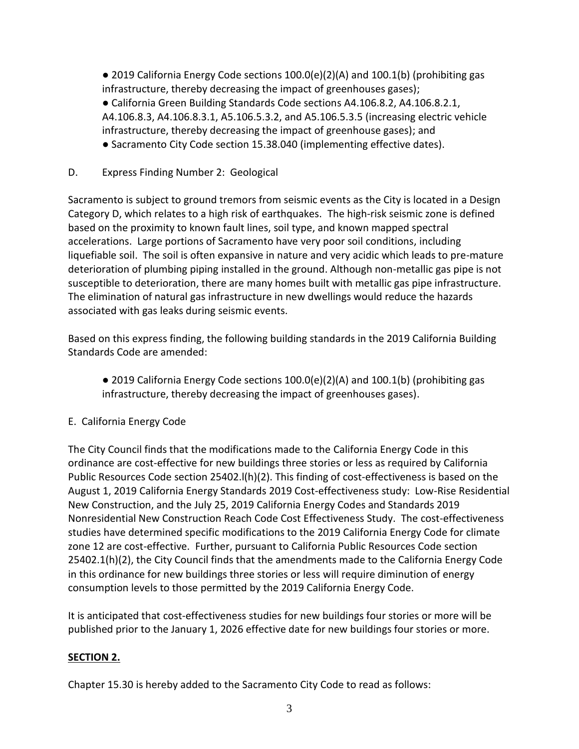● 2019 California Energy Code sections 100.0(e)(2)(A) and 100.1(b) (prohibiting gas infrastructure, thereby decreasing the impact of greenhouses gases);

● California Green Building Standards Code sections A4.106.8.2, A4.106.8.2.1, A4.106.8.3, A4.106.8.3.1, A5.106.5.3.2, and A5.106.5.3.5 (increasing electric vehicle infrastructure, thereby decreasing the impact of greenhouse gases); and

● Sacramento City Code section 15.38.040 (implementing effective dates).

D. Express Finding Number 2: Geological

Sacramento is subject to ground tremors from seismic events as the City is located in a Design Category D, which relates to a high risk of earthquakes. The high-risk seismic zone is defined based on the proximity to known fault lines, soil type, and known mapped spectral accelerations. Large portions of Sacramento have very poor soil conditions, including liquefiable soil. The soil is often expansive in nature and very acidic which leads to pre-mature deterioration of plumbing piping installed in the ground. Although non-metallic gas pipe is not susceptible to deterioration, there are many homes built with metallic gas pipe infrastructure. The elimination of natural gas infrastructure in new dwellings would reduce the hazards associated with gas leaks during seismic events.

Based on this express finding, the following building standards in the 2019 California Building Standards Code are amended:

● 2019 California Energy Code sections 100.0(e)(2)(A) and 100.1(b) (prohibiting gas infrastructure, thereby decreasing the impact of greenhouses gases).

E. California Energy Code

The City Council finds that the modifications made to the California Energy Code in this ordinance are cost-effective for new buildings three stories or less as required by California Public Resources Code section 25402.l(h)(2). This finding of cost-effectiveness is based on the August 1, 2019 California Energy Standards 2019 Cost-effectiveness study: Low-Rise Residential New Construction, and the July 25, 2019 California Energy Codes and Standards 2019 Nonresidential New Construction Reach Code Cost Effectiveness Study. The cost-effectiveness studies have determined specific modifications to the 2019 California Energy Code for climate zone 12 are cost-effective. Further, pursuant to California Public Resources Code section 25402.1(h)(2), the City Council finds that the amendments made to the California Energy Code in this ordinance for new buildings three stories or less will require diminution of energy consumption levels to those permitted by the 2019 California Energy Code.

It is anticipated that cost-effectiveness studies for new buildings four stories or more will be published prior to the January 1, 2026 effective date for new buildings four stories or more.

**SECTION 2.**

Chapter 15.30 is hereby added to the Sacramento City Code to read as follows: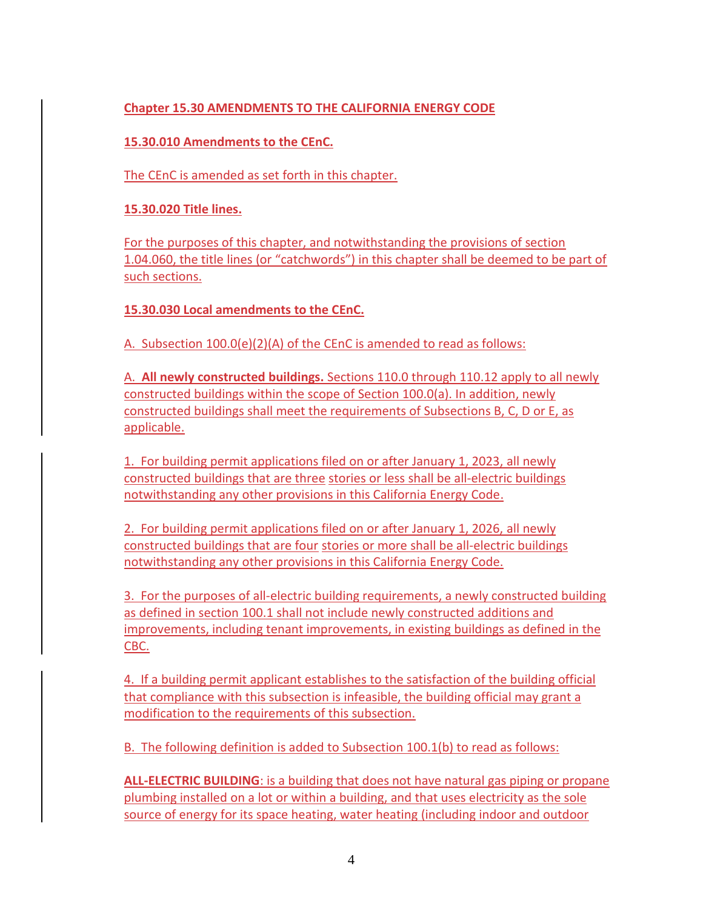**Chapter 15.30 AMENDMENTS TO THE CALIFORNIA ENERGY CODE**

**15.30.010 Amendments to the CEnC.**

The CEnC is amended as set forth in this chapter.

**15.30.020 Title lines.**

For the purposes of this chapter, and notwithstanding the provisions of section 1.04.060, the title lines (or "catchwords") in this chapter shall be deemed to be part of such sections.

**15.30.030 Local amendments to the CEnC.**

A. Subsection 100.0(e)(2)(A) of the CEnC is amended to read as follows:

A. **All newly constructed buildings.** Sections 110.0 through 110.12 apply to all newly constructed buildings within the scope of Section 100.0(a). In addition, newly constructed buildings shall meet the requirements of Subsections B, C, D or E, as applicable.

1. For building permit applications filed on or after January 1, 2023, all newly constructed buildings that are three stories or less shall be all-electric buildings notwithstanding any other provisions in this California Energy Code.

2. For building permit applications filed on or after January 1, 2026, all newly constructed buildings that are four stories or more shall be all-electric buildings notwithstanding any other provisions in this California Energy Code.

3. For the purposes of all-electric building requirements, a newly constructed building as defined in section 100.1 shall not include newly constructed additions and improvements, including tenant improvements, in existing buildings as defined in the CBC.

4. If a building permit applicant establishes to the satisfaction of the building official that compliance with this subsection is infeasible, the building official may grant a modification to the requirements of this subsection.

B. The following definition is added to Subsection 100.1(b) to read as follows:

**ALL-ELECTRIC BUILDING**: is a building that does not have natural gas piping or propane plumbing installed on a lot or within a building, and that uses electricity as the sole source of energy for its space heating, water heating (including indoor and outdoor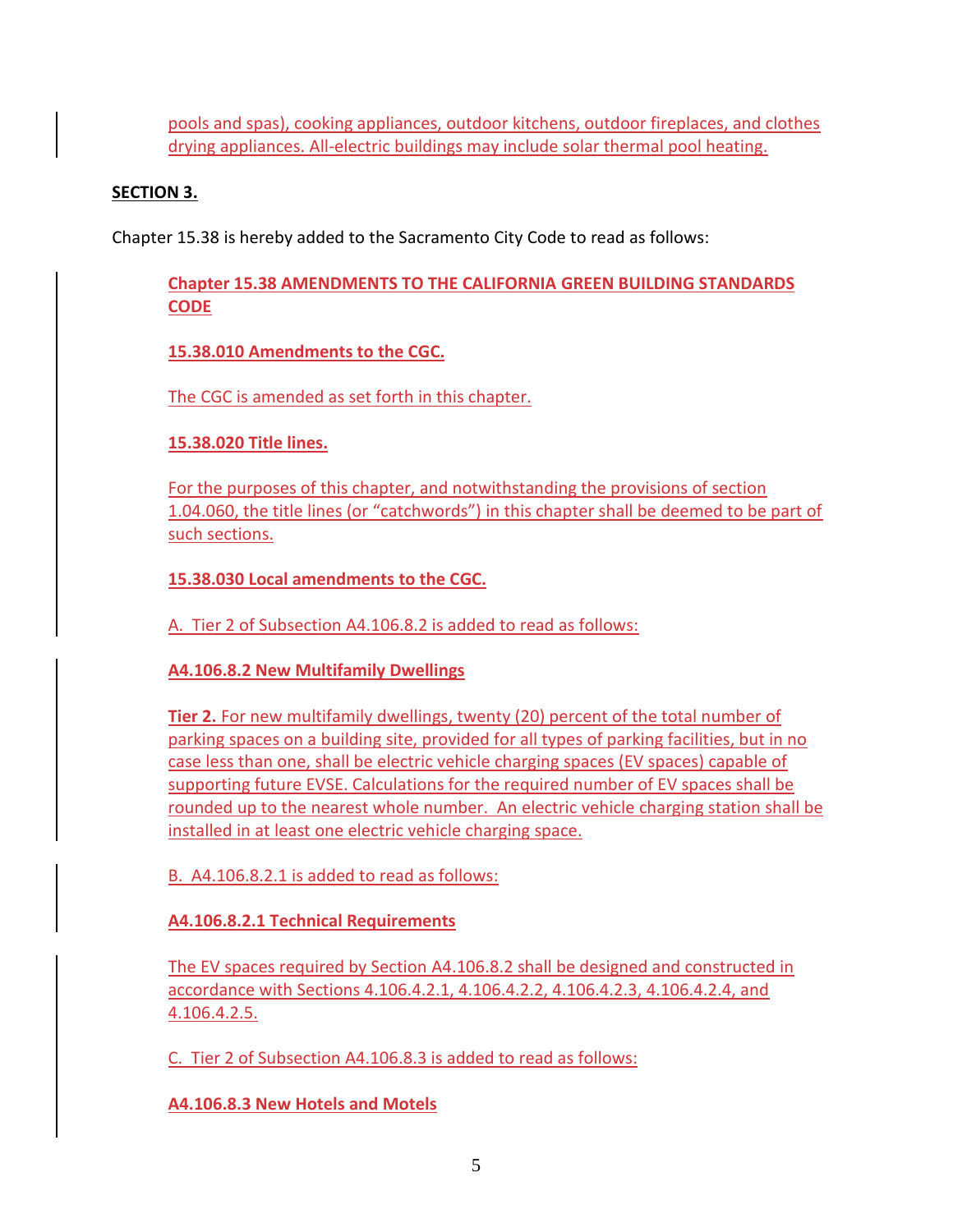pools and spas), cooking appliances, outdoor kitchens, outdoor fireplaces, and clothes drying appliances. All-electric buildings may include solar thermal pool heating.

**SECTION 3.**

Chapter 15.38 is hereby added to the Sacramento City Code to read as follows:

**Chapter 15.38 AMENDMENTS TO THE CALIFORNIA GREEN BUILDING STANDARDS CODE**

**15.38.010 Amendments to the CGC.**

The CGC is amended as set forth in this chapter.

**15.38.020 Title lines.**

For the purposes of this chapter, and notwithstanding the provisions of section 1.04.060, the title lines (or "catchwords") in this chapter shall be deemed to be part of such sections.

**15.38.030 Local amendments to the CGC.**

A. Tier 2 of Subsection A4.106.8.2 is added to read as follows:

**A4.106.8.2 New Multifamily Dwellings**

**Tier 2.** For new multifamily dwellings, twenty (20) percent of the total number of parking spaces on a building site, provided for all types of parking facilities, but in no case less than one, shall be electric vehicle charging spaces (EV spaces) capable of supporting future EVSE. Calculations for the required number of EV spaces shall be rounded up to the nearest whole number. An electric vehicle charging station shall be installed in at least one electric vehicle charging space.

B. A4.106.8.2.1 is added to read as follows:

**A4.106.8.2.1 Technical Requirements**

The EV spaces required by Section A4.106.8.2 shall be designed and constructed in accordance with Sections 4.106.4.2.1, 4.106.4.2.2, 4.106.4.2.3, 4.106.4.2.4, and 4.106.4.2.5.

C. Tier 2 of Subsection A4.106.8.3 is added to read as follows:

**A4.106.8.3 New Hotels and Motels**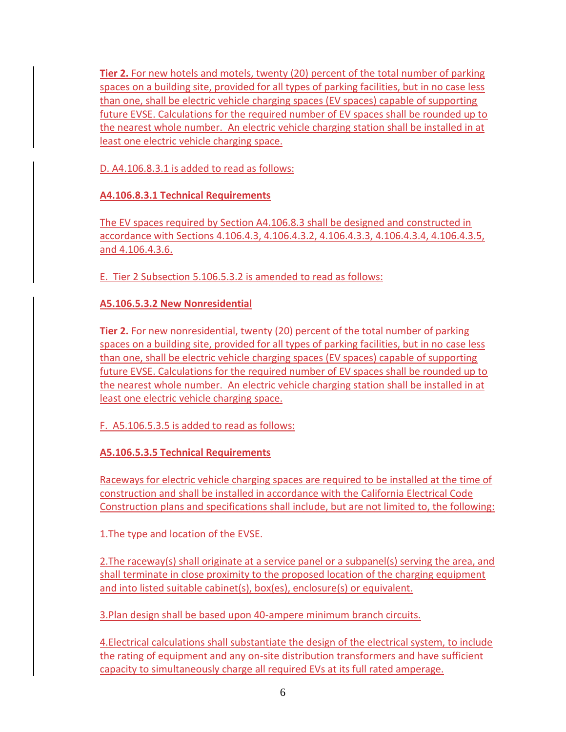**Tier 2.** For new hotels and motels, twenty (20) percent of the total number of parking spaces on a building site, provided for all types of parking facilities, but in no case less than one, shall be electric vehicle charging spaces (EV spaces) capable of supporting future EVSE. Calculations for the required number of EV spaces shall be rounded up to the nearest whole number. An electric vehicle charging station shall be installed in at least one electric vehicle charging space.

D. A4.106.8.3.1 is added to read as follows:

**A4.106.8.3.1 Technical Requirements**

The EV spaces required by Section A4.106.8.3 shall be designed and constructed in accordance with Sections 4.106.4.3, 4.106.4.3.2, 4.106.4.3.3, 4.106.4.3.4, 4.106.4.3.5, and 4.106.4.3.6.

E. Tier 2 Subsection 5.106.5.3.2 is amended to read as follows:

**A5.106.5.3.2 New Nonresidential**

**Tier 2.** For new nonresidential, twenty (20) percent of the total number of parking spaces on a building site, provided for all types of parking facilities, but in no case less than one, shall be electric vehicle charging spaces (EV spaces) capable of supporting future EVSE. Calculations for the required number of EV spaces shall be rounded up to the nearest whole number. An electric vehicle charging station shall be installed in at least one electric vehicle charging space.

F. A5.106.5.3.5 is added to read as follows:

**A5.106.5.3.5 Technical Requirements**

Raceways for electric vehicle charging spaces are required to be installed at the time of construction and shall be installed in accordance with the California Electrical Code Construction plans and specifications shall include, but are not limited to, the following:

1.The type and location of the EVSE.

2.The raceway(s) shall originate at a service panel or a subpanel(s) serving the area, and shall terminate in close proximity to the proposed location of the charging equipment and into listed suitable cabinet(s), box(es), enclosure(s) or equivalent.

3.Plan design shall be based upon 40-ampere minimum branch circuits.

4.Electrical calculations shall substantiate the design of the electrical system, to include the rating of equipment and any on-site distribution transformers and have sufficient capacity to simultaneously charge all required EVs at its full rated amperage.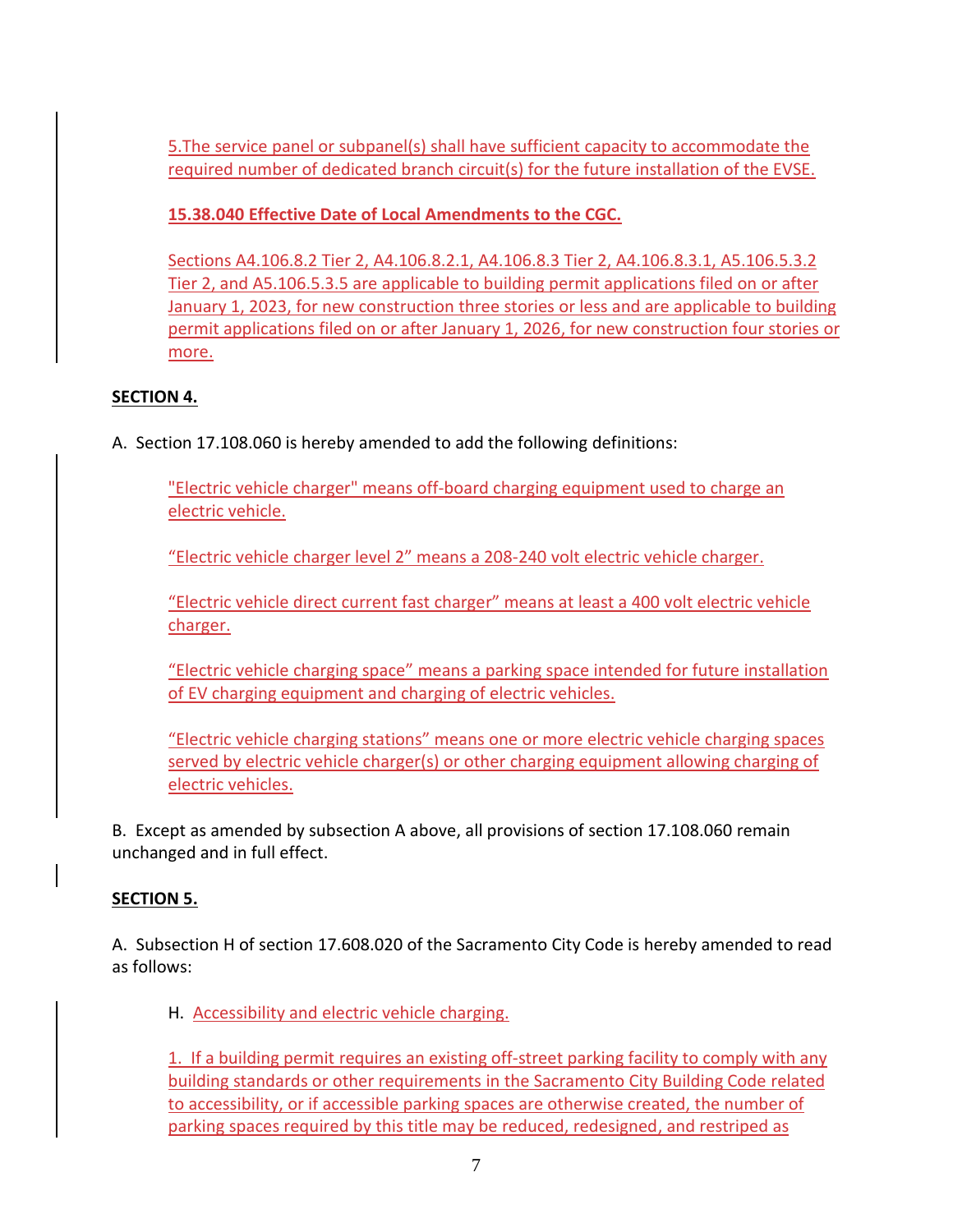5.The service panel or subpanel(s) shall have sufficient capacity to accommodate the required number of dedicated branch circuit(s) for the future installation of the EVSE.

**15.38.040 Effective Date of Local Amendments to the CGC.**

Sections A4.106.8.2 Tier 2, A4.106.8.2.1, A4.106.8.3 Tier 2, A4.106.8.3.1, A5.106.5.3.2 Tier 2, and A5.106.5.3.5 are applicable to building permit applications filed on or after January 1, 2023, for new construction three stories or less and are applicable to building permit applications filed on or after January 1, 2026, for new construction four stories or more.

**SECTION 4.**

A. Section 17.108.060 is hereby amended to add the following definitions:

"Electric vehicle charger" means off-board charging equipment used to charge an electric vehicle.

"Electric vehicle charger level 2" means a 208-240 volt electric vehicle charger.

"Electric vehicle direct current fast charger" means at least a 400 volt electric vehicle charger.

"Electric vehicle charging space" means a parking space intended for future installation of EV charging equipment and charging of electric vehicles.

"Electric vehicle charging stations" means one or more electric vehicle charging spaces served by electric vehicle charger(s) or other charging equipment allowing charging of electric vehicles.

B. Except as amended by subsection A above, all provisions of section 17.108.060 remain unchanged and in full effect.

**SECTION 5.**

A. Subsection H of section 17.608.020 of the Sacramento City Code is hereby amended to read as follows:

H. Accessibility and electric vehicle charging.

1. If a building permit requires an existing off-street parking facility to comply with any building standards or other requirements in the Sacramento City Building Code related to accessibility, or if accessible parking spaces are otherwise created, the number of parking spaces required by this title may be reduced, redesigned, and restriped as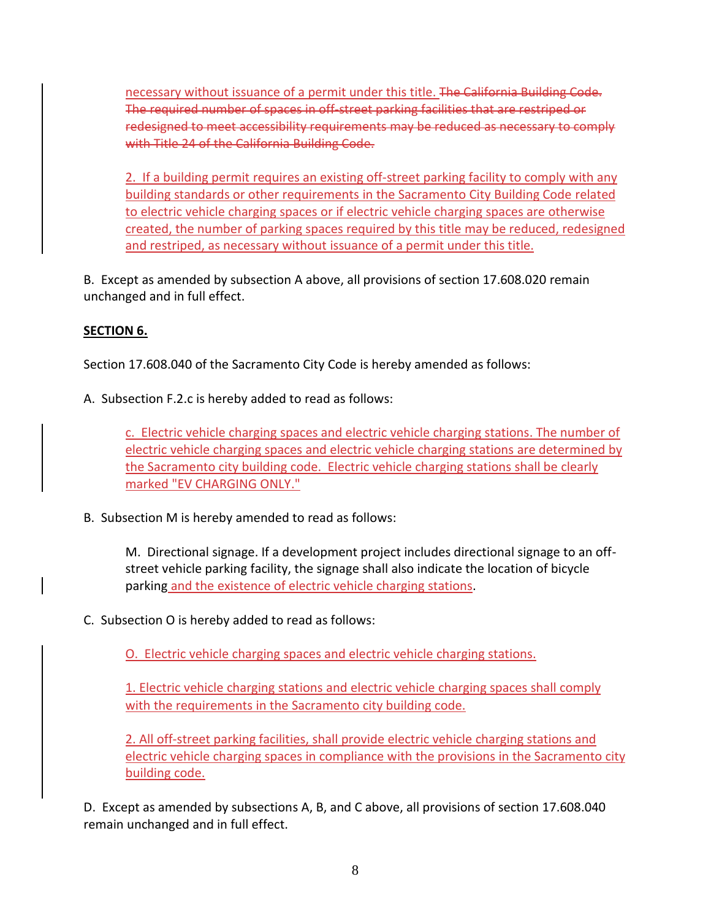necessary without issuance of a permit under this title. ~~The California Building Code. The required number of spaces in off-street parking facilities that are restriped or redesigned to meet accessibility requirements may be reduced as necessary to comply with Title 24 of the California Building Code.~~

2. If a building permit requires an existing off-street parking facility to comply with any building standards or other requirements in the Sacramento City Building Code related to electric vehicle charging spaces or if electric vehicle charging spaces are otherwise created, the number of parking spaces required by this title may be reduced, redesigned and restriped, as necessary without issuance of a permit under this title.

B. Except as amended by subsection A above, all provisions of section 17.608.020 remain unchanged and in full effect.

**SECTION 6.**

Section 17.608.040 of the Sacramento City Code is hereby amended as follows:

A. Subsection F.2.c is hereby added to read as follows:

c. Electric vehicle charging spaces and electric vehicle charging stations. The number of electric vehicle charging spaces and electric vehicle charging stations are determined by the Sacramento city building code. Electric vehicle charging stations shall be clearly marked "EV CHARGING ONLY."

B. Subsection M is hereby amended to read as follows:

M. Directional signage. If a development project includes directional signage to an off-street vehicle parking facility, the signage shall also indicate the location of bicycle parking and the existence of electric vehicle charging stations.

C. Subsection O is hereby added to read as follows:

O. Electric vehicle charging spaces and electric vehicle charging stations.

1. Electric vehicle charging stations and electric vehicle charging spaces shall comply with the requirements in the Sacramento city building code.

2. All off-street parking facilities, shall provide electric vehicle charging stations and electric vehicle charging spaces in compliance with the provisions in the Sacramento city building code.

D. Except as amended by subsections A, B, and C above, all provisions of section 17.608.040 remain unchanged and in full effect.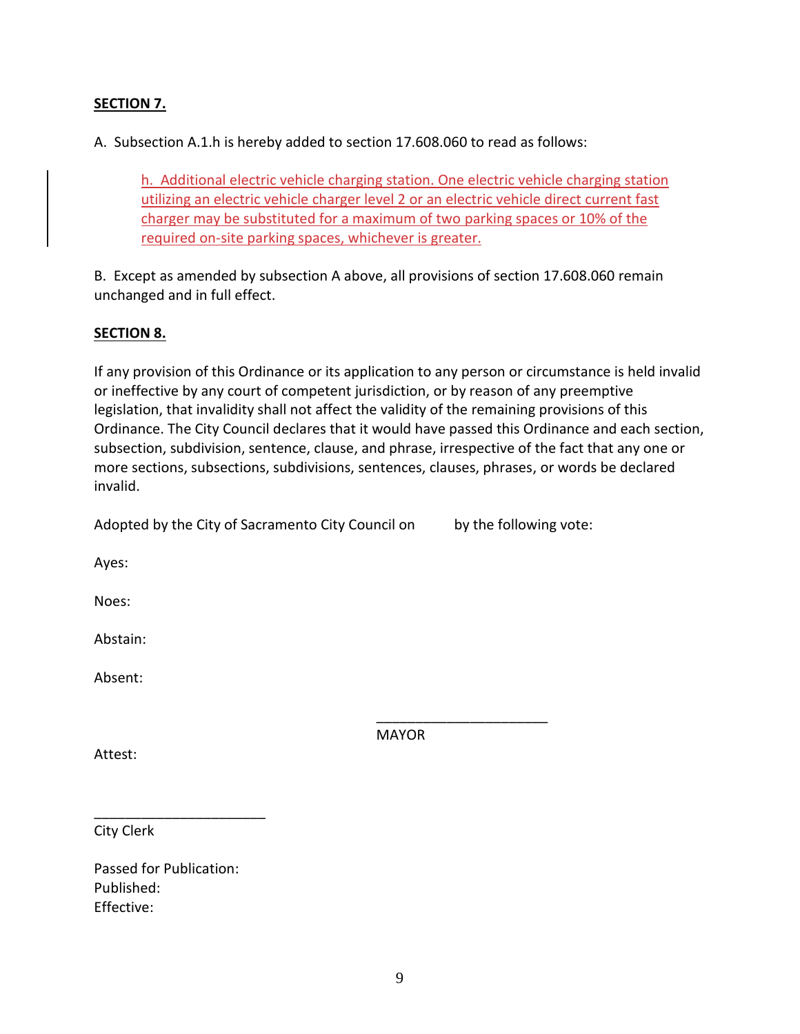**SECTION 7.**

A. Subsection A.1.h is hereby added to section 17.608.060 to read as follows:

> h. Additional electric vehicle charging station. One electric vehicle charging station utilizing an electric vehicle charger level 2 or an electric vehicle direct current fast charger may be substituted for a maximum of two parking spaces or 10% of the required on-site parking spaces, whichever is greater.

B. Except as amended by subsection A above, all provisions of section 17.608.060 remain unchanged and in full effect.

**SECTION 8.**

If any provision of this Ordinance or its application to any person or circumstance is held invalid or ineffective by any court of competent jurisdiction, or by reason of any preemptive legislation, that invalidity shall not affect the validity of the remaining provisions of this Ordinance. The City Council declares that it would have passed this Ordinance and each section, subsection, subdivision, sentence, clause, and phrase, irrespective of the fact that any one or more sections, subsections, subdivisions, sentences, clauses, phrases, or words be declared invalid.

Adopted by the City of Sacramento City Council on by the following vote:

Ayes:

Noes:

Abstain:

Absent:

______________________
MAYOR

Attest:

______________________
City Clerk

Passed for Publication:
Published:
Effective: